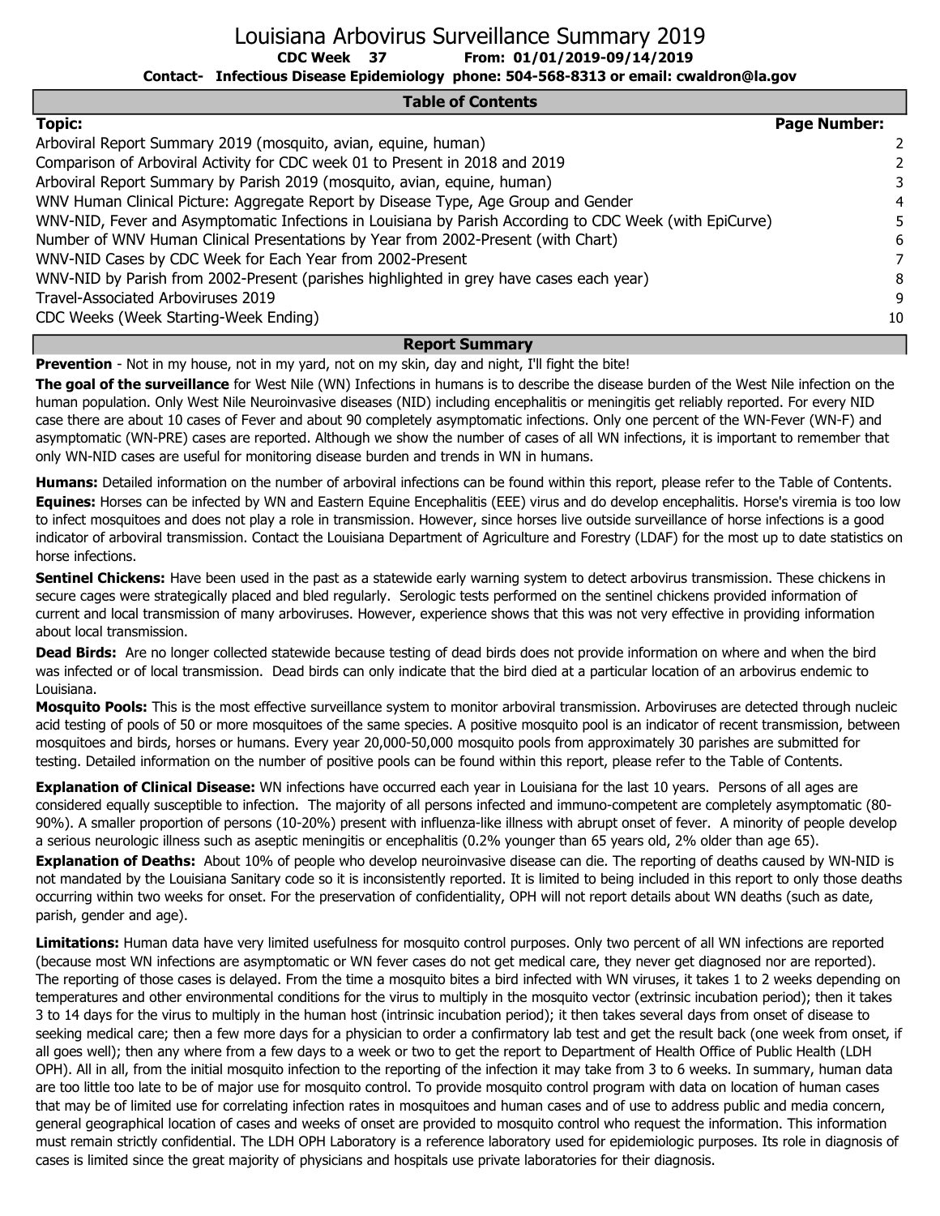# Louisiana Arbovirus Surveillance Summary 2019

**CDC Week 37 From: 01/01/2019-09/14/2019**

**Contact- Infectious Disease Epidemiology phone: 504-568-8313 or email: cwaldron@la.gov**

## Table of Contents

| Topic: | Page Number: |
|---|---|
| Arboviral Report Summary 2019 (mosquito, avian, equine, human) | 2 |
| Comparison of Arboviral Activity for CDC week 01 to Present in 2018 and 2019 | 2 |
| Arboviral Report Summary by Parish 2019 (mosquito, avian, equine, human) | 3 |
| WNV Human Clinical Picture: Aggregate Report by Disease Type, Age Group and Gender | 4 |
| WNV-NID, Fever and Asymptomatic Infections in Louisiana by Parish According to CDC Week (with EpiCurve) | 5 |
| Number of WNV Human Clinical Presentations by Year from 2002-Present (with Chart) | 6 |
| WNV-NID Cases by CDC Week for Each Year from 2002-Present | 7 |
| WNV-NID by Parish from 2002-Present (parishes highlighted in grey have cases each year) | 8 |
| Travel-Associated Arboviruses 2019 | 9 |
| CDC Weeks (Week Starting-Week Ending) | 10 |

## Report Summary

**Prevention** - Not in my house, not in my yard, not on my skin, day and night, I'll fight the bite!

**The goal of the surveillance** for West Nile (WN) Infections in humans is to describe the disease burden of the West Nile infection on the human population. Only West Nile Neuroinvasive diseases (NID) including encephalitis or meningitis get reliably reported. For every NID case there are about 10 cases of Fever and about 90 completely asymptomatic infections. Only one percent of the WN-Fever (WN-F) and asymptomatic (WN-PRE) cases are reported. Although we show the number of cases of all WN infections, it is important to remember that only WN-NID cases are useful for monitoring disease burden and trends in WN in humans.

**Humans:** Detailed information on the number of arboviral infections can be found within this report, please refer to the Table of Contents.

**Equines:** Horses can be infected by WN and Eastern Equine Encephalitis (EEE) virus and do develop encephalitis. Horse's viremia is too low to infect mosquitoes and does not play a role in transmission. However, since horses live outside surveillance of horse infections is a good indicator of arboviral transmission. Contact the Louisiana Department of Agriculture and Forestry (LDAF) for the most up to date statistics on horse infections.

**Sentinel Chickens:** Have been used in the past as a statewide early warning system to detect arbovirus transmission. These chickens in secure cages were strategically placed and bled regularly. Serologic tests performed on the sentinel chickens provided information of current and local transmission of many arboviruses. However, experience shows that this was not very effective in providing information about local transmission.

**Dead Birds:** Are no longer collected statewide because testing of dead birds does not provide information on where and when the bird was infected or of local transmission. Dead birds can only indicate that the bird died at a particular location of an arbovirus endemic to Louisiana.

**Mosquito Pools:** This is the most effective surveillance system to monitor arboviral transmission. Arboviruses are detected through nucleic acid testing of pools of 50 or more mosquitoes of the same species. A positive mosquito pool is an indicator of recent transmission, between mosquitoes and birds, horses or humans. Every year 20,000-50,000 mosquito pools from approximately 30 parishes are submitted for testing. Detailed information on the number of positive pools can be found within this report, please refer to the Table of Contents.

**Explanation of Clinical Disease:** WN infections have occurred each year in Louisiana for the last 10 years. Persons of all ages are considered equally susceptible to infection. The majority of all persons infected and immuno-competent are completely asymptomatic (80-90%). A smaller proportion of persons (10-20%) present with influenza-like illness with abrupt onset of fever. A minority of people develop a serious neurologic illness such as aseptic meningitis or encephalitis (0.2% younger than 65 years old, 2% older than age 65).

**Explanation of Deaths:** About 10% of people who develop neuroinvasive disease can die. The reporting of deaths caused by WN-NID is not mandated by the Louisiana Sanitary code so it is inconsistently reported. It is limited to being included in this report to only those deaths occurring within two weeks for onset. For the preservation of confidentiality, OPH will not report details about WN deaths (such as date, parish, gender and age).

**Limitations:** Human data have very limited usefulness for mosquito control purposes. Only two percent of all WN infections are reported (because most WN infections are asymptomatic or WN fever cases do not get medical care, they never get diagnosed nor are reported). The reporting of those cases is delayed. From the time a mosquito bites a bird infected with WN viruses, it takes 1 to 2 weeks depending on temperatures and other environmental conditions for the virus to multiply in the mosquito vector (extrinsic incubation period); then it takes 3 to 14 days for the virus to multiply in the human host (intrinsic incubation period); it then takes several days from onset of disease to seeking medical care; then a few more days for a physician to order a confirmatory lab test and get the result back (one week from onset, if all goes well); then any where from a few days to a week or two to get the report to Department of Health Office of Public Health (LDH OPH). All in all, from the initial mosquito infection to the reporting of the infection it may take from 3 to 6 weeks. In summary, human data are too little too late to be of major use for mosquito control. To provide mosquito control program with data on location of human cases that may be of limited use for correlating infection rates in mosquitoes and human cases and of use to address public and media concern, general geographical location of cases and weeks of onset are provided to mosquito control who request the information. This information must remain strictly confidential. The LDH OPH Laboratory is a reference laboratory used for epidemiologic purposes. Its role in diagnosis of cases is limited since the great majority of physicians and hospitals use private laboratories for their diagnosis.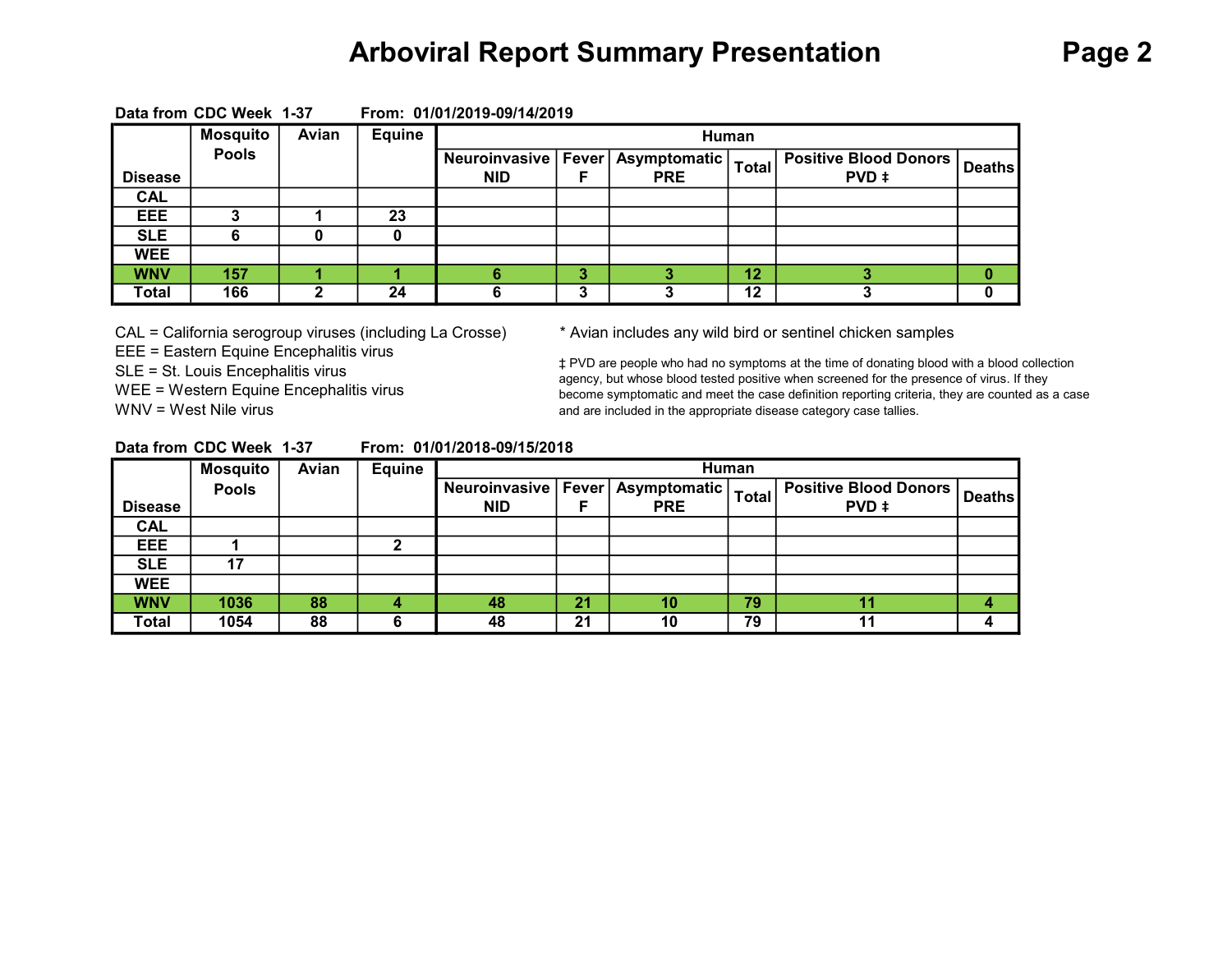# Arboviral Report Summary Presentation

**Data from CDC Week 1-37 From: 01/01/2019-09/14/2019**

| Disease | Mosquito Pools | Avian | Equine | Human | | | | | |
|---|---|---|---|---|---|---|---|---|---|
| | | | | Neuroinvasive NID | Fever F | Asymptomatic PRE | Total | Positive Blood Donors PVD ‡ | Deaths |
| CAL | | | | | | | | | |
| EEE | 3 | 1 | 23 | | | | | | |
| SLE | 6 | 0 | 0 | | | | | | |
| WEE | | | | | | | | | |
| WNV | 157 | 1 | 1 | 6 | 3 | 3 | 12 | 3 | 0 |
| Total | 166 | 2 | 24 | 6 | 3 | 3 | 12 | 3 | 0 |

CAL = California serogroup viruses (including La Crosse)
EEE = Eastern Equine Encephalitis virus
SLE = St. Louis Encephalitis virus
WEE = Western Equine Encephalitis virus
WNV = West Nile virus

* Avian includes any wild bird or sentinel chicken samples

‡ PVD are people who had no symptoms at the time of donating blood with a blood collection agency, but whose blood tested positive when screened for the presence of virus. If they become symptomatic and meet the case definition reporting criteria, they are counted as a case and are included in the appropriate disease category case tallies.

**Data from CDC Week 1-37 From: 01/01/2018-09/15/2018**

| Disease | Mosquito Pools | Avian | Equine | Human | | | | | |
|---|---|---|---|---|---|---|---|---|---|
| | | | | Neuroinvasive NID | Fever F | Asymptomatic PRE | Total | Positive Blood Donors PVD ‡ | Deaths |
| CAL | | | | | | | | | |
| EEE | 1 | | 2 | | | | | | |
| SLE | 17 | | | | | | | | |
| WEE | | | | | | | | | |
| WNV | 1036 | 88 | 4 | 48 | 21 | 10 | 79 | 11 | 4 |
| Total | 1054 | 88 | 6 | 48 | 21 | 10 | 79 | 11 | 4 |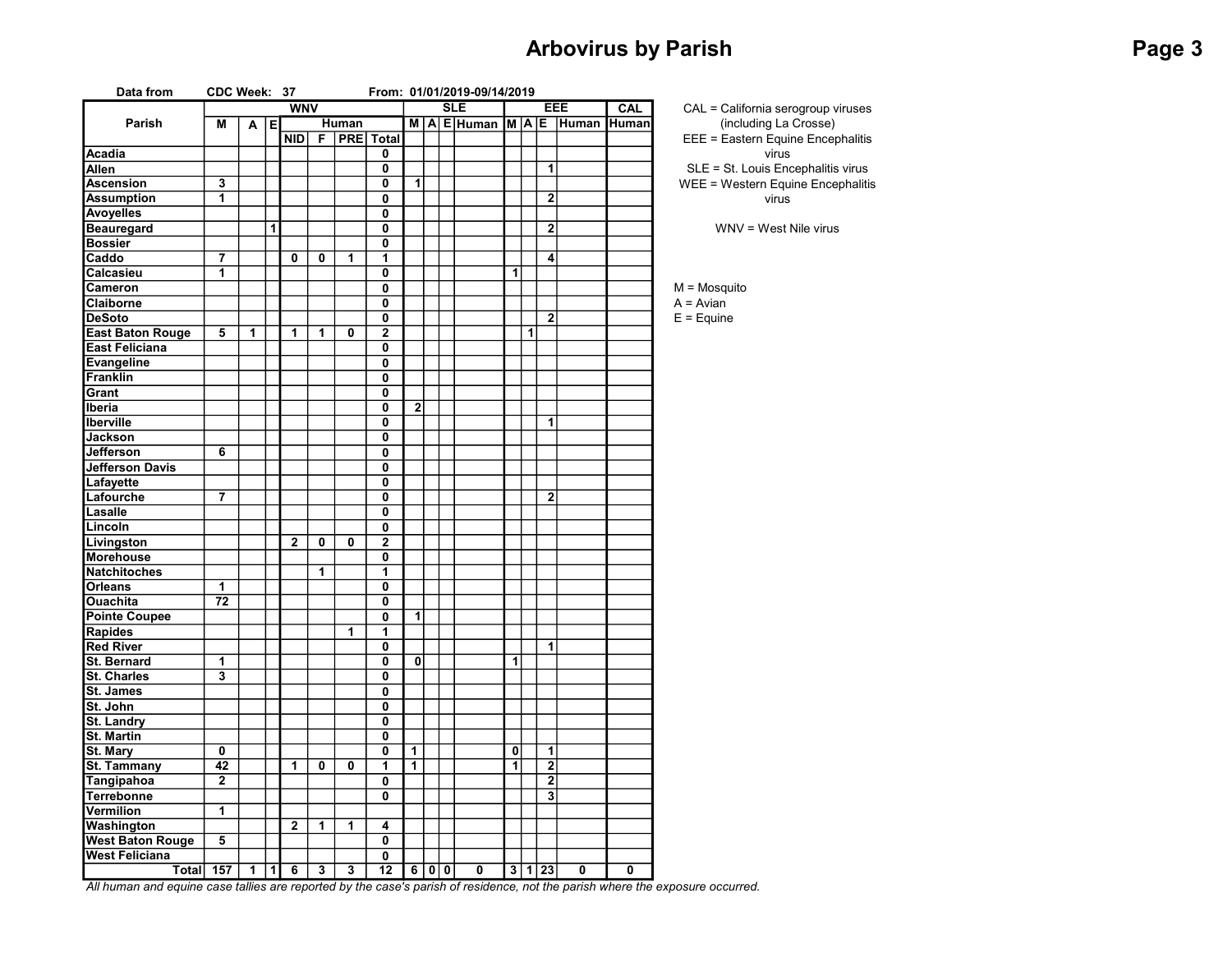# Arbovirus by Parish

Data from CDC Week: 37 From: 01/01/2019-09/14/2019

| Parish | WNV | | | | | | | SLE | | | | EEE | | | | CAL |
|---|---|---|---|---|---|---|---|---|---|---|---|---|---|---|---|---|
| | M | A | E | Human | | | | M | A | E | Human | M | A | E | Human | Human |
| | | | | NID | F | PRE | Total | | | | | | | | | |
| Acadia | | | | | | | 0 | | | | | | | | | |
| Allen | | | | | | | 0 | | | | | | | 1 | | |
| Ascension | 3 | | | | | | 0 | 1 | | | | | | | | |
| Assumption | 1 | | | | | | 0 | | | | | | | 2 | | |
| Avoyelles | | | | | | | 0 | | | | | | | | | |
| Beauregard | | | 1 | | | | 0 | | | | | | | 2 | | |
| Bossier | | | | | | | 0 | | | | | | | | | |
| Caddo | 7 | | | 0 | 0 | 1 | 1 | | | | | | | 4 | | |
| Calcasieu | 1 | | | | | | 0 | | | | | 1 | | | | |
| Cameron | | | | | | | 0 | | | | | | | | | |
| Claiborne | | | | | | | 0 | | | | | | | | | |
| DeSoto | | | | | | | 0 | | | | | | | 2 | | |
| East Baton Rouge | 5 | 1 | | 1 | 1 | 0 | 2 | | | | | | 1 | | | |
| East Feliciana | | | | | | | 0 | | | | | | | | | |
| Evangeline | | | | | | | 0 | | | | | | | | | |
| Franklin | | | | | | | 0 | | | | | | | | | |
| Grant | | | | | | | 0 | | | | | | | | | |
| Iberia | | | | | | | 0 | 2 | | | | | | | | |
| Iberville | | | | | | | 0 | | | | | | | 1 | | |
| Jackson | | | | | | | 0 | | | | | | | | | |
| Jefferson | 6 | | | | | | 0 | | | | | | | | | |
| Jefferson Davis | | | | | | | 0 | | | | | | | | | |
| Lafayette | | | | | | | 0 | | | | | | | | | |
| Lafourche | 7 | | | | | | 0 | | | | | | | 2 | | |
| Lasalle | | | | | | | 0 | | | | | | | | | |
| Lincoln | | | | | | | 0 | | | | | | | | | |
| Livingston | | | | 2 | 0 | 0 | 2 | | | | | | | | | |
| Morehouse | | | | | | | 0 | | | | | | | | | |
| Natchitoches | | | | | 1 | | 1 | | | | | | | | | |
| Orleans | 1 | | | | | | 0 | | | | | | | | | |
| Ouachita | 72 | | | | | | 0 | | | | | | | | | |
| Pointe Coupee | | | | | | | 0 | 1 | | | | | | | | |
| Rapides | | | | | | 1 | 1 | | | | | | | | | |
| Red River | | | | | | | 0 | | | | | | | 1 | | |
| St. Bernard | 1 | | | | | | 0 | 0 | | | | 1 | | | | |
| St. Charles | 3 | | | | | | 0 | | | | | | | | | |
| St. James | | | | | | | 0 | | | | | | | | | |
| St. John | | | | | | | 0 | | | | | | | | | |
| St. Landry | | | | | | | 0 | | | | | | | | | |
| St. Martin | | | | | | | 0 | | | | | | | | | |
| St. Mary | 0 | | | | | | 0 | 1 | | | | 0 | | 1 | | |
| St. Tammany | 42 | | | 1 | 0 | 0 | 1 | 1 | | | | 1 | | 2 | | |
| Tangipahoa | 2 | | | | | | 0 | | | | | | | 2 | | |
| Terrebonne | | | | | | | 0 | | | | | | | 3 | | |
| Vermilion | 1 | | | | | | | | | | | | | | | |
| Washington | | | | 2 | 1 | 1 | 4 | | | | | | | | | |
| West Baton Rouge | 5 | | | | | | 0 | | | | | | | | | |
| West Feliciana | | | | | | | 0 | | | | | | | | | |
| Total | 157 | 1 | 1 | 6 | 3 | 3 | 12 | 6 | 0 | 0 | 0 | 3 | 1 | 23 | 0 | 0 |

*All human and equine case tallies are reported by the case's parish of residence, not the parish where the exposure occurred.*

CAL = California serogroup viruses (including La Crosse)
EEE = Eastern Equine Encephalitis virus
SLE = St. Louis Encephalitis virus
WEE = Western Equine Encephalitis virus

WNV = West Nile virus

M = Mosquito
A = Avian
E = Equine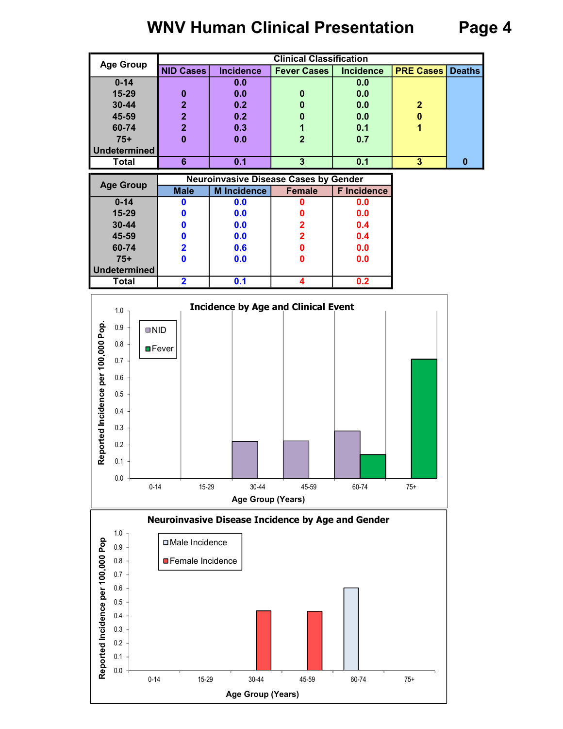# WNV Human Clinical Presentation

| Age Group | Clinical Classification | | | | | |
|---|---|---|---|---|---|---|
| | NID Cases | Incidence | Fever Cases | Incidence | PRE Cases | Deaths |
| 0-14 | | 0.0 | | 0.0 | | |
| 15-29 | 0 | 0.0 | 0 | 0.0 | | |
| 30-44 | 2 | 0.2 | 0 | 0.0 | 2 | |
| 45-59 | 2 | 0.2 | 0 | 0.0 | 0 | |
| 60-74 | 2 | 0.3 | 1 | 0.1 | 1 | |
| 75+ | 0 | 0.0 | 2 | 0.7 | | |
| Undetermined | | | | | | |
| Total | 6 | 0.1 | 3 | 0.1 | 3 | 0 |

| Age Group | Neuroinvasive Disease Cases by Gender | | | |
|---|---|---|---|---|
| | Male | M Incidence | Female | F Incidence |
| 0-14 | 0 | 0.0 | 0 | 0.0 |
| 15-29 | 0 | 0.0 | 0 | 0.0 |
| 30-44 | 0 | 0.0 | 2 | 0.4 |
| 45-59 | 0 | 0.0 | 2 | 0.4 |
| 60-74 | 2 | 0.6 | 0 | 0.0 |
| 75+ | 0 | 0.0 | 0 | 0.0 |
| Undetermined | | | | |
| Total | 2 | 0.1 | 4 | 0.2 |

**Incidence by Age and Clinical Event**

**Neuroinvasive Disease Incidence by Age and Gender**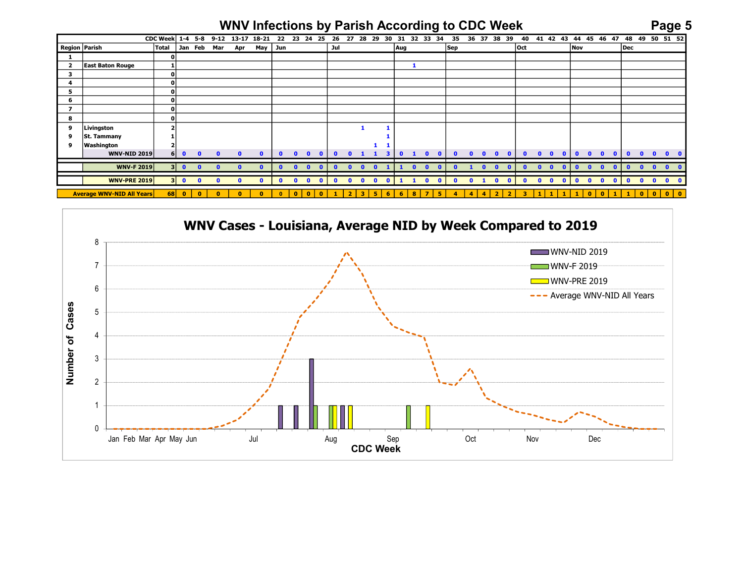# WNV Infections by Parish According to CDC Week

| Region | Parish | Total | 1-4 | 5-8 | 9-12 | 13-17 | 18-21 | 22 | 23 | 24 | 25 | 26 | 27 | 28 | 29 | 30 | 31 | 32 | 33 | 34 | 35 | 36 | 37 | 38 | 39 | 40 | 41 | 42 | 43 | 44 | 45 | 46 | 47 | 48 | 49 | 50 | 51 | 52 |
|---|---|---|---|---|---|---|---|---|---|---|---|---|---|---|---|---|---|---|---|---|---|---|---|---|---|---|---|---|---|---|---|---|---|---|---|---|---|---|
| | | | Jan | Feb | Mar | Apr | May | Jun | | | | Jul | | | | | Aug | | | | Sep | | | | | Oct | | | | Nov | | | | Dec | | | | |
| 1 | | 0 | | | | | | | | | | | | | | | | | | | | | | | | | | | | | | | | | | | | |
| 2 | East Baton Rouge | 1 | | | | | | | | | | | | | | | | 1 | | | | | | | | | | | | | | | | | | | | |
| 3 | | 0 | | | | | | | | | | | | | | | | | | | | | | | | | | | | | | | | | | | | |
| 4 | | 0 | | | | | | | | | | | | | | | | | | | | | | | | | | | | | | | | | | | | |
| 5 | | 0 | | | | | | | | | | | | | | | | | | | | | | | | | | | | | | | | | | | | |
| 6 | | 0 | | | | | | | | | | | | | | | | | | | | | | | | | | | | | | | | | | | | |
| 7 | | 0 | | | | | | | | | | | | | | | | | | | | | | | | | | | | | | | | | | | | |
| 8 | | 0 | | | | | | | | | | | | | | | | | | | | | | | | | | | | | | | | | | | | |
| 9 | Livingston | 2 | | | | | | | | | | | | 1 | | 1 | | | | | | | | | | | | | | | | | | | | | | |
| 9 | St. Tammany | 1 | | | | | | | | | | | | | | 1 | | | | | | | | | | | | | | | | | | | | | | |
| 9 | Washington | 2 | | | | | | | | | | | | | 1 | 1 | | | | | | | | | | | | | | | | | | | | | | |
| | WNV-NID 2019 | 6 | 0 | 0 | 0 | 0 | 0 | 0 | 0 | 0 | 0 | 0 | 0 | 1 | 1 | 3 | 0 | 1 | 0 | 0 | 0 | 0 | 0 | 0 | 0 | 0 | 0 | 0 | 0 | 0 | 0 | 0 | 0 | 0 | 0 | 0 | 0 | 0 |
| | WNV-F 2019 | 3 | 0 | 0 | 0 | 0 | 0 | 0 | 0 | 0 | 0 | 0 | 0 | 0 | 0 | 1 | 1 | 0 | 0 | 0 | 0 | 1 | 0 | 0 | 0 | 0 | 0 | 0 | 0 | 0 | 0 | 0 | 0 | 0 | 0 | 0 | 0 | 0 |
| | WNV-PRE 2019 | 3 | 0 | 0 | 0 | 0 | 0 | 0 | 0 | 0 | 0 | 0 | 0 | 0 | 0 | 0 | 1 | 1 | 0 | 0 | 0 | 0 | 1 | 0 | 0 | 0 | 0 | 0 | 0 | 0 | 0 | 0 | 0 | 0 | 0 | 0 | 0 | 0 |
| Average WNV-NID All Years | | 68 | 0 | 0 | 0 | 0 | 0 | 0 | 0 | 0 | 0 | 1 | 2 | 3 | 5 | 6 | 6 | 8 | 7 | 5 | 4 | 4 | 4 | 2 | 2 | 3 | 1 | 1 | 1 | 1 | 0 | 0 | 1 | 1 | 0 | 0 | 0 | 0 |

## WNV Cases - Louisiana, Average NID by Week Compared to 2019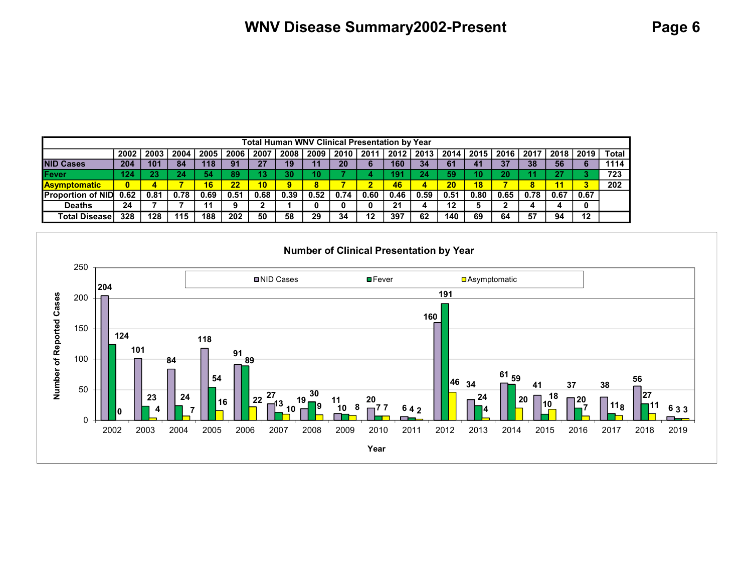# WNV Disease Summary2002-Present

| Total Human WNV Clinical Presentation by Year | | | | | | | | | | | | | | | | | | | |
|---|---|---|---|---|---|---|---|---|---|---|---|---|---|---|---|---|---|---|---|
| | 2002 | 2003 | 2004 | 2005 | 2006 | 2007 | 2008 | 2009 | 2010 | 2011 | 2012 | 2013 | 2014 | 2015 | 2016 | 2017 | 2018 | 2019 | Total |
| NID Cases | 204 | 101 | 84 | 118 | 91 | 27 | 19 | 11 | 20 | 6 | 160 | 34 | 61 | 41 | 37 | 38 | 56 | 6 | 1114 |
| Fever | 124 | 23 | 24 | 54 | 89 | 13 | 30 | 10 | 7 | 4 | 191 | 24 | 59 | 10 | 20 | 11 | 27 | 3 | 723 |
| Asymptomatic | 0 | 4 | 7 | 16 | 22 | 10 | 9 | 8 | 7 | 2 | 46 | 4 | 20 | 18 | 7 | 8 | 11 | 3 | 202 |
| Proportion of NID | 0.62 | 0.81 | 0.78 | 0.69 | 0.51 | 0.68 | 0.39 | 0.52 | 0.74 | 0.60 | 0.46 | 0.59 | 0.51 | 0.80 | 0.65 | 0.78 | 0.67 | 0.67 | |
| Deaths | 24 | 7 | 7 | 11 | 9 | 2 | 1 | 0 | 0 | 0 | 21 | 4 | 12 | 5 | 2 | 4 | 4 | 0 | |
| Total Disease | 328 | 128 | 115 | 188 | 202 | 50 | 58 | 29 | 34 | 12 | 397 | 62 | 140 | 69 | 64 | 57 | 94 | 12 | |

**Number of Clinical Presentation by Year**

| Year | NID Cases | Fever | Asymptomatic |
|---|---|---|---|
| 2002 | 204 | 124 | 0 |
| 2003 | 101 | 23 | 4 |
| 2004 | 84 | 24 | 7 |
| 2005 | 118 | 54 | 16 |
| 2006 | 91 | 89 | 22 |
| 2007 | 27 | 13 | 10 |
| 2008 | 19 | 30 | 9 |
| 2009 | 11 | 10 | 8 |
| 2010 | 20 | 7 | 7 |
| 2011 | 6 | 4 | 2 |
| 2012 | 160 | 191 | 46 |
| 2013 | 34 | 24 | 4 |
| 2014 | 61 | 59 | 20 |
| 2015 | 41 | 10 | 18 |
| 2016 | 37 | 20 | 7 |
| 2017 | 38 | 11 | 8 |
| 2018 | 56 | 27 | 11 |
| 2019 | 6 | 3 | 3 |

Y-axis: Number of Reported Cases; X-axis: Year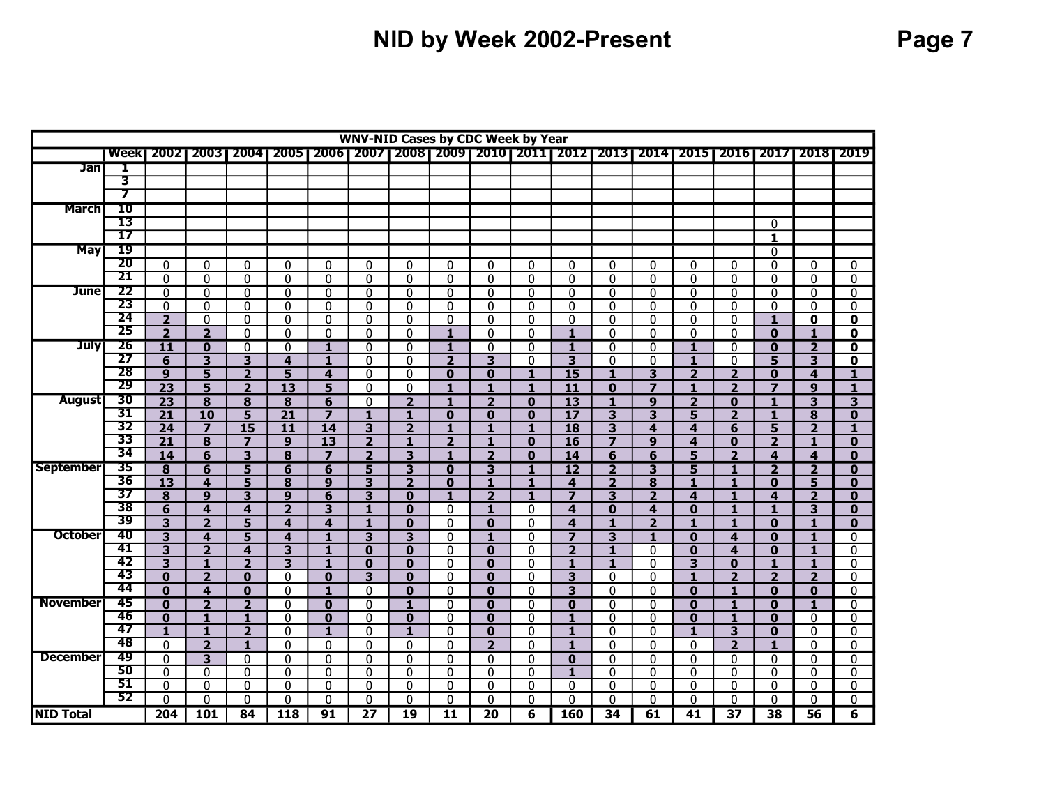# NID by Week 2002-Present

| WNV-NID Cases by CDC Week by Year | | | | | | | | | | | | | | | | | | | |
|---|---|---|---|---|---|---|---|---|---|---|---|---|---|---|---|---|---|---|---|
| | Week | 2002 | 2003 | 2004 | 2005 | 2006 | 2007 | 2008 | 2009 | 2010 | 2011 | 2012 | 2013 | 2014 | 2015 | 2016 | 2017 | 2018 | 2019 |
| Jan | 1 | | | | | | | | | | | | | | | | | | |
| | 3 | | | | | | | | | | | | | | | | | | |
| | 7 | | | | | | | | | | | | | | | | | | |
| March | 10 | | | | | | | | | | | | | | | | | | |
| | 13 | | | | | | | | | | | | | | | | 0 | | |
| | 17 | | | | | | | | | | | | | | | | 1 | | |
| May | 19 | | | | | | | | | | | | | | | | 0 | | |
| | 20 | 0 | 0 | 0 | 0 | 0 | 0 | 0 | 0 | 0 | 0 | 0 | 0 | 0 | 0 | 0 | 0 | 0 | 0 |
| | 21 | 0 | 0 | 0 | 0 | 0 | 0 | 0 | 0 | 0 | 0 | 0 | 0 | 0 | 0 | 0 | 0 | 0 | 0 |
| June | 22 | 0 | 0 | 0 | 0 | 0 | 0 | 0 | 0 | 0 | 0 | 0 | 0 | 0 | 0 | 0 | 0 | 0 | 0 |
| | 23 | 0 | 0 | 0 | 0 | 0 | 0 | 0 | 0 | 0 | 0 | 0 | 0 | 0 | 0 | 0 | 0 | 0 | 0 |
| | 24 | 2 | 0 | 0 | 0 | 0 | 0 | 0 | 0 | 0 | 0 | 0 | 0 | 0 | 0 | 0 | 1 | 0 | 0 |
| | 25 | 2 | 2 | 0 | 0 | 0 | 0 | 0 | 1 | 0 | 0 | 1 | 0 | 0 | 0 | 0 | 0 | 1 | 0 |
| July | 26 | 11 | 0 | 0 | 0 | 1 | 0 | 0 | 1 | 0 | 0 | 1 | 0 | 0 | 1 | 0 | 0 | 2 | 0 |
| | 27 | 6 | 3 | 3 | 4 | 1 | 0 | 0 | 2 | 3 | 0 | 3 | 0 | 0 | 1 | 0 | 5 | 3 | 0 |
| | 28 | 9 | 5 | 2 | 5 | 4 | 0 | 0 | 0 | 0 | 1 | 15 | 1 | 3 | 2 | 2 | 0 | 4 | 1 |
| | 29 | 23 | 5 | 2 | 13 | 5 | 0 | 0 | 1 | 1 | 1 | 11 | 0 | 7 | 1 | 2 | 7 | 9 | 1 |
| August | 30 | 23 | 8 | 8 | 8 | 6 | 0 | 2 | 1 | 2 | 0 | 13 | 1 | 9 | 2 | 0 | 1 | 3 | 3 |
| | 31 | 21 | 10 | 5 | 21 | 7 | 1 | 1 | 0 | 0 | 0 | 17 | 3 | 3 | 5 | 2 | 1 | 8 | 0 |
| | 32 | 24 | 7 | 15 | 11 | 14 | 3 | 2 | 1 | 1 | 1 | 18 | 3 | 4 | 4 | 6 | 5 | 2 | 1 |
| | 33 | 21 | 8 | 7 | 9 | 13 | 2 | 1 | 2 | 1 | 0 | 16 | 7 | 9 | 4 | 0 | 2 | 1 | 0 |
| | 34 | 14 | 6 | 3 | 8 | 7 | 2 | 3 | 1 | 2 | 0 | 14 | 6 | 6 | 5 | 2 | 4 | 4 | 0 |
| September | 35 | 8 | 6 | 5 | 6 | 6 | 5 | 3 | 0 | 3 | 1 | 12 | 2 | 3 | 5 | 1 | 2 | 2 | 0 |
| | 36 | 13 | 4 | 5 | 8 | 9 | 3 | 2 | 0 | 1 | 1 | 4 | 2 | 8 | 1 | 1 | 0 | 5 | 0 |
| | 37 | 8 | 9 | 3 | 9 | 6 | 3 | 0 | 1 | 2 | 1 | 7 | 3 | 2 | 4 | 1 | 4 | 2 | 0 |
| | 38 | 6 | 4 | 4 | 2 | 3 | 1 | 0 | 0 | 1 | 0 | 4 | 0 | 4 | 0 | 1 | 1 | 3 | 0 |
| | 39 | 3 | 2 | 5 | 4 | 4 | 1 | 0 | 0 | 0 | 0 | 4 | 1 | 2 | 1 | 1 | 0 | 1 | 0 |
| October | 40 | 3 | 4 | 5 | 4 | 1 | 3 | 3 | 0 | 1 | 0 | 7 | 3 | 1 | 0 | 4 | 0 | 1 | 0 |
| | 41 | 3 | 2 | 4 | 3 | 1 | 0 | 0 | 0 | 0 | 0 | 2 | 1 | 0 | 0 | 4 | 0 | 1 | 0 |
| | 42 | 3 | 1 | 2 | 3 | 1 | 0 | 0 | 0 | 0 | 0 | 1 | 1 | 0 | 3 | 0 | 1 | 1 | 0 |
| | 43 | 0 | 2 | 0 | 0 | 0 | 3 | 0 | 0 | 0 | 0 | 3 | 0 | 0 | 1 | 2 | 2 | 2 | 0 |
| | 44 | 0 | 4 | 0 | 0 | 1 | 0 | 0 | 0 | 0 | 0 | 3 | 0 | 0 | 0 | 1 | 0 | 0 | 0 |
| November | 45 | 0 | 2 | 2 | 0 | 0 | 0 | 1 | 0 | 0 | 0 | 0 | 0 | 0 | 0 | 1 | 0 | 1 | 0 |
| | 46 | 0 | 1 | 1 | 0 | 0 | 0 | 0 | 0 | 0 | 0 | 1 | 0 | 0 | 0 | 1 | 0 | 0 | 0 |
| | 47 | 1 | 1 | 2 | 0 | 1 | 0 | 1 | 0 | 0 | 0 | 1 | 0 | 0 | 1 | 3 | 0 | 0 | 0 |
| | 48 | 0 | 2 | 1 | 0 | 0 | 0 | 0 | 0 | 2 | 0 | 1 | 0 | 0 | 0 | 2 | 1 | 0 | 0 |
| December | 49 | 0 | 3 | 0 | 0 | 0 | 0 | 0 | 0 | 0 | 0 | 0 | 0 | 0 | 0 | 0 | 0 | 0 | 0 |
| | 50 | 0 | 0 | 0 | 0 | 0 | 0 | 0 | 0 | 0 | 0 | 1 | 0 | 0 | 0 | 0 | 0 | 0 | 0 |
| | 51 | 0 | 0 | 0 | 0 | 0 | 0 | 0 | 0 | 0 | 0 | 0 | 0 | 0 | 0 | 0 | 0 | 0 | 0 |
| | 52 | 0 | 0 | 0 | 0 | 0 | 0 | 0 | 0 | 0 | 0 | 0 | 0 | 0 | 0 | 0 | 0 | 0 | 0 |
| **NID Total** | | **204** | **101** | **84** | **118** | **91** | **27** | **19** | **11** | **20** | **6** | **160** | **34** | **61** | **41** | **37** | **38** | **56** | **6** |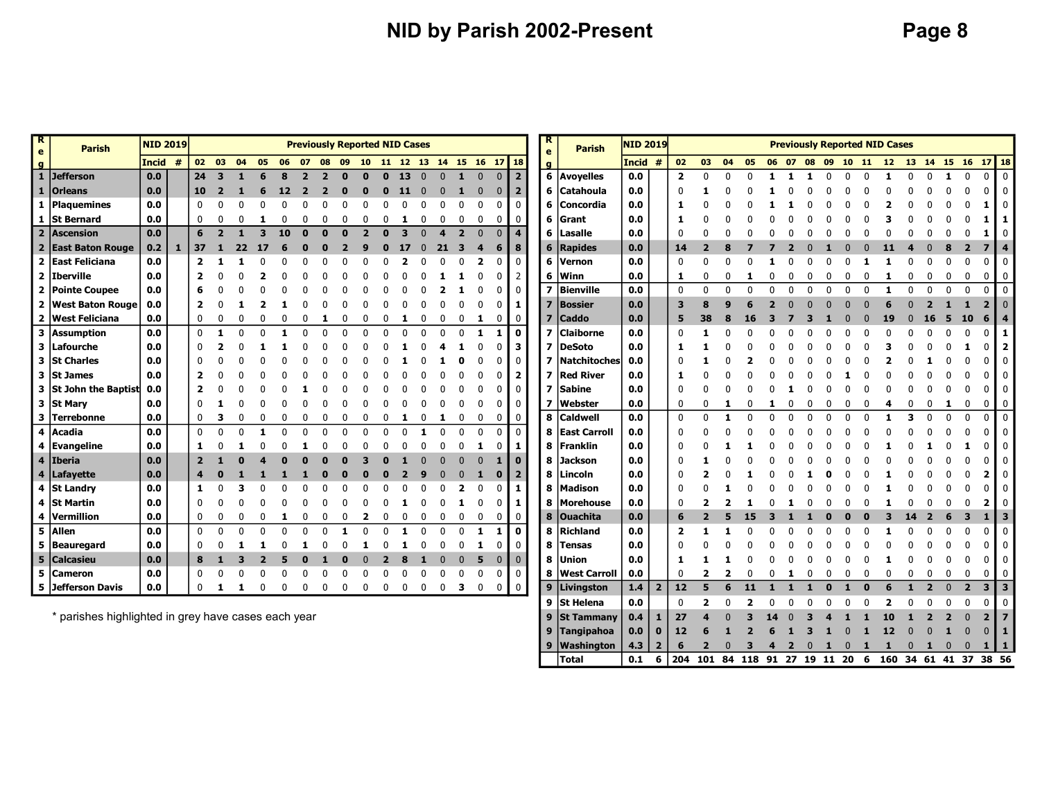# NID by Parish 2002-Present

| Reg | Parish | NID 2019 | | Previously Reported NID Cases | | | | | | | | | | | | | | | | | |
|---|---|---|---|---|---|---|---|---|---|---|---|---|---|---|---|---|---|---|---|---|---|
| | | Incid | # | 02 | 03 | 04 | 05 | 06 | 07 | 08 | 09 | 10 | 11 | 12 | 13 | 14 | 15 | 16 | 17 | 18 |
| 1 | Jefferson | 0.0 | | 24 | 3 | 1 | 6 | 8 | 2 | 2 | 0 | 0 | 0 | 13 | 0 | 0 | 1 | 0 | 0 | 2 |
| 1 | Orleans | 0.0 | | 10 | 2 | 1 | 6 | 12 | 2 | 2 | 0 | 0 | 0 | 11 | 0 | 0 | 1 | 0 | 0 | 2 |
| 1 | Plaquemines | 0.0 | | 0 | 0 | 0 | 0 | 0 | 0 | 0 | 0 | 0 | 0 | 0 | 0 | 0 | 0 | 0 | 0 | 0 |
| 1 | St Bernard | 0.0 | | 0 | 0 | 0 | 1 | 0 | 0 | 0 | 0 | 0 | 0 | 1 | 0 | 0 | 0 | 0 | 0 | 0 |
| 2 | Ascension | 0.0 | | 6 | 2 | 1 | 3 | 10 | 0 | 0 | 0 | 2 | 0 | 3 | 0 | 4 | 2 | 0 | 0 | 4 |
| 2 | East Baton Rouge | 0.2 | 1 | 37 | 1 | 22 | 17 | 6 | 0 | 0 | 2 | 9 | 0 | 17 | 0 | 21 | 3 | 4 | 6 | 8 |
| 2 | East Feliciana | 0.0 | | 2 | 1 | 1 | 0 | 0 | 0 | 0 | 0 | 0 | 0 | 2 | 0 | 0 | 0 | 2 | 0 | 0 |
| 2 | Iberville | 0.0 | | 2 | 0 | 0 | 2 | 0 | 0 | 0 | 0 | 0 | 0 | 0 | 0 | 1 | 1 | 0 | 0 | 2 |
| 2 | Pointe Coupee | 0.0 | | 6 | 0 | 0 | 0 | 0 | 0 | 0 | 0 | 0 | 0 | 0 | 0 | 2 | 1 | 0 | 0 | 0 |
| 2 | West Baton Rouge | 0.0 | | 2 | 0 | 1 | 2 | 1 | 0 | 0 | 0 | 0 | 0 | 0 | 0 | 0 | 0 | 0 | 0 | 1 |
| 2 | West Feliciana | 0.0 | | 0 | 0 | 0 | 0 | 0 | 0 | 1 | 0 | 0 | 0 | 1 | 0 | 0 | 0 | 1 | 0 | 0 |
| 3 | Assumption | 0.0 | | 0 | 1 | 0 | 0 | 1 | 0 | 0 | 0 | 0 | 0 | 0 | 0 | 0 | 0 | 1 | 1 | 0 |
| 3 | Lafourche | 0.0 | | 0 | 2 | 0 | 1 | 1 | 0 | 0 | 0 | 0 | 0 | 1 | 0 | 4 | 1 | 0 | 0 | 3 |
| 3 | St Charles | 0.0 | | 0 | 0 | 0 | 0 | 0 | 0 | 0 | 0 | 0 | 0 | 1 | 0 | 1 | 0 | 0 | 0 | 0 |
| 3 | St James | 0.0 | | 2 | 0 | 0 | 0 | 0 | 0 | 0 | 0 | 0 | 0 | 0 | 0 | 0 | 0 | 0 | 0 | 2 |
| 3 | St John the Baptist | 0.0 | | 2 | 0 | 0 | 0 | 0 | 1 | 0 | 0 | 0 | 0 | 0 | 0 | 0 | 0 | 0 | 0 | 0 |
| 3 | St Mary | 0.0 | | 0 | 1 | 0 | 0 | 0 | 0 | 0 | 0 | 0 | 0 | 0 | 0 | 0 | 0 | 0 | 0 | 0 |
| 3 | Terrebonne | 0.0 | | 0 | 3 | 0 | 0 | 0 | 0 | 0 | 0 | 0 | 0 | 1 | 0 | 1 | 0 | 0 | 0 | 0 |
| 4 | Acadia | 0.0 | | 0 | 0 | 0 | 1 | 0 | 0 | 0 | 0 | 0 | 0 | 0 | 1 | 0 | 0 | 0 | 0 | 0 |
| 4 | Evangeline | 0.0 | | 1 | 0 | 1 | 0 | 0 | 1 | 0 | 0 | 0 | 0 | 0 | 0 | 0 | 0 | 1 | 0 | 1 |
| 4 | Iberia | 0.0 | | 2 | 1 | 0 | 4 | 0 | 0 | 0 | 0 | 3 | 0 | 1 | 0 | 0 | 0 | 0 | 1 | 0 |
| 4 | Lafayette | 0.0 | | 4 | 0 | 1 | 1 | 1 | 1 | 0 | 0 | 0 | 0 | 2 | 9 | 0 | 0 | 1 | 0 | 2 |
| 4 | St Landry | 0.0 | | 1 | 0 | 3 | 0 | 0 | 0 | 0 | 0 | 0 | 0 | 0 | 0 | 0 | 2 | 0 | 0 | 1 |
| 4 | St Martin | 0.0 | | 0 | 0 | 0 | 0 | 0 | 0 | 0 | 0 | 0 | 0 | 1 | 0 | 0 | 1 | 0 | 0 | 1 |
| 4 | Vermillion | 0.0 | | 0 | 0 | 0 | 0 | 1 | 0 | 0 | 0 | 2 | 0 | 0 | 0 | 0 | 0 | 0 | 0 | 0 |
| 5 | Allen | 0.0 | | 0 | 0 | 0 | 0 | 0 | 0 | 0 | 1 | 0 | 0 | 1 | 0 | 0 | 0 | 1 | 1 | 0 |
| 5 | Beauregard | 0.0 | | 0 | 0 | 1 | 1 | 0 | 1 | 0 | 0 | 1 | 0 | 1 | 0 | 0 | 0 | 1 | 0 | 0 |
| 5 | Calcasieu | 0.0 | | 8 | 1 | 3 | 2 | 5 | 0 | 1 | 0 | 0 | 2 | 8 | 1 | 0 | 0 | 5 | 0 | 0 |
| 5 | Cameron | 0.0 | | 0 | 0 | 0 | 0 | 0 | 0 | 0 | 0 | 0 | 0 | 0 | 0 | 0 | 0 | 0 | 0 | 0 |
| 5 | Jefferson Davis | 0.0 | | 0 | 1 | 1 | 0 | 0 | 0 | 0 | 0 | 0 | 0 | 0 | 0 | 0 | 3 | 0 | 0 | 0 |
| 6 | Avoyelles | 0.0 | | 2 | 0 | 0 | 0 | 1 | 1 | 1 | 0 | 0 | 0 | 1 | 0 | 0 | 1 | 0 | 0 | 0 |
| 6 | Catahoula | 0.0 | | 0 | 1 | 0 | 0 | 1 | 0 | 0 | 0 | 0 | 0 | 0 | 0 | 0 | 0 | 0 | 0 | 0 |
| 6 | Concordia | 0.0 | | 1 | 0 | 0 | 0 | 1 | 1 | 0 | 0 | 0 | 0 | 2 | 0 | 0 | 0 | 0 | 1 | 0 |
| 6 | Grant | 0.0 | | 1 | 0 | 0 | 0 | 0 | 0 | 0 | 0 | 0 | 0 | 3 | 0 | 0 | 0 | 0 | 1 | 1 |
| 6 | Lasalle | 0.0 | | 0 | 0 | 0 | 0 | 0 | 0 | 0 | 0 | 0 | 0 | 0 | 0 | 0 | 0 | 0 | 1 | 0 |
| 6 | Rapides | 0.0 | | 14 | 2 | 8 | 7 | 7 | 2 | 0 | 1 | 0 | 0 | 11 | 4 | 0 | 8 | 2 | 7 | 4 |
| 6 | Vernon | 0.0 | | 0 | 0 | 0 | 0 | 1 | 0 | 0 | 0 | 0 | 1 | 1 | 0 | 0 | 0 | 0 | 0 | 0 |
| 6 | Winn | 0.0 | | 1 | 0 | 0 | 1 | 0 | 0 | 0 | 0 | 0 | 0 | 1 | 0 | 0 | 0 | 0 | 0 | 0 |
| 7 | Bienville | 0.0 | | 0 | 0 | 0 | 0 | 0 | 0 | 0 | 0 | 0 | 0 | 1 | 0 | 0 | 0 | 0 | 0 | 0 |
| 7 | Bossier | 0.0 | | 3 | 8 | 9 | 6 | 2 | 0 | 0 | 0 | 0 | 0 | 6 | 0 | 2 | 1 | 1 | 2 | 0 |
| 7 | Caddo | 0.0 | | 5 | 38 | 8 | 16 | 3 | 7 | 3 | 1 | 0 | 0 | 19 | 0 | 16 | 5 | 10 | 6 | 4 |
| 7 | Claiborne | 0.0 | | 0 | 1 | 0 | 0 | 0 | 0 | 0 | 0 | 0 | 0 | 0 | 0 | 0 | 0 | 0 | 0 | 1 |
| 7 | DeSoto | 0.0 | | 1 | 1 | 0 | 0 | 0 | 0 | 0 | 0 | 0 | 0 | 3 | 0 | 0 | 0 | 1 | 0 | 2 |
| 7 | Natchitoches | 0.0 | | 0 | 1 | 0 | 2 | 0 | 0 | 0 | 0 | 0 | 0 | 2 | 0 | 1 | 0 | 0 | 0 | 0 |
| 7 | Red River | 0.0 | | 1 | 0 | 0 | 0 | 0 | 0 | 0 | 0 | 1 | 0 | 0 | 0 | 0 | 0 | 0 | 0 | 0 |
| 7 | Sabine | 0.0 | | 0 | 0 | 0 | 0 | 0 | 1 | 0 | 0 | 0 | 0 | 0 | 0 | 0 | 0 | 0 | 0 | 0 |
| 7 | Webster | 0.0 | | 0 | 0 | 1 | 0 | 1 | 0 | 0 | 0 | 0 | 0 | 4 | 0 | 0 | 1 | 0 | 0 | 0 |
| 8 | Caldwell | 0.0 | | 0 | 0 | 1 | 0 | 0 | 0 | 0 | 0 | 0 | 0 | 1 | 3 | 0 | 0 | 0 | 0 | 0 |
| 8 | East Carroll | 0.0 | | 0 | 0 | 0 | 0 | 0 | 0 | 0 | 0 | 0 | 0 | 0 | 0 | 0 | 0 | 0 | 0 | 0 |
| 8 | Franklin | 0.0 | | 0 | 0 | 1 | 1 | 0 | 0 | 0 | 0 | 0 | 0 | 1 | 0 | 1 | 0 | 1 | 0 | 0 |
| 8 | Jackson | 0.0 | | 0 | 1 | 0 | 0 | 0 | 0 | 0 | 0 | 0 | 0 | 0 | 0 | 0 | 0 | 0 | 0 | 0 |
| 8 | Lincoln | 0.0 | | 0 | 2 | 0 | 1 | 0 | 0 | 1 | 0 | 0 | 0 | 1 | 0 | 0 | 0 | 0 | 2 | 0 |
| 8 | Madison | 0.0 | | 0 | 0 | 1 | 0 | 0 | 0 | 0 | 0 | 0 | 0 | 1 | 0 | 0 | 0 | 0 | 0 | 0 |
| 8 | Morehouse | 0.0 | | 0 | 2 | 2 | 1 | 0 | 1 | 0 | 0 | 0 | 0 | 1 | 0 | 0 | 0 | 0 | 2 | 0 |
| 8 | Ouachita | 0.0 | | 6 | 2 | 5 | 15 | 3 | 1 | 1 | 0 | 0 | 0 | 3 | 14 | 2 | 6 | 3 | 1 | 3 |
| 8 | Richland | 0.0 | | 2 | 1 | 1 | 0 | 0 | 0 | 0 | 0 | 0 | 0 | 1 | 0 | 0 | 0 | 0 | 0 | 0 |
| 8 | Tensas | 0.0 | | 0 | 0 | 0 | 0 | 0 | 0 | 0 | 0 | 0 | 0 | 0 | 0 | 0 | 0 | 0 | 0 | 0 |
| 8 | Union | 0.0 | | 1 | 1 | 1 | 0 | 0 | 0 | 0 | 0 | 0 | 0 | 1 | 0 | 0 | 0 | 0 | 0 | 0 |
| 8 | West Carroll | 0.0 | | 0 | 2 | 2 | 0 | 0 | 1 | 0 | 0 | 0 | 0 | 0 | 0 | 0 | 0 | 0 | 0 | 0 |
| 9 | Livingston | 1.4 | 2 | 12 | 5 | 6 | 11 | 1 | 1 | 1 | 0 | 1 | 0 | 6 | 1 | 2 | 0 | 2 | 3 | 3 |
| 9 | St Helena | 0.0 | | 0 | 2 | 0 | 2 | 0 | 0 | 0 | 0 | 0 | 0 | 2 | 0 | 0 | 0 | 0 | 0 | 0 |
| 9 | St Tammany | 0.4 | 1 | 27 | 4 | 0 | 3 | 14 | 0 | 3 | 4 | 1 | 1 | 10 | 1 | 2 | 2 | 0 | 2 | 7 |
| 9 | Tangipahoa | 0.0 | 0 | 12 | 6 | 1 | 2 | 6 | 1 | 3 | 1 | 0 | 1 | 12 | 0 | 0 | 1 | 0 | 0 | 1 |
| 9 | Washington | 4.3 | 2 | 6 | 2 | 0 | 3 | 4 | 2 | 0 | 1 | 0 | 1 | 1 | 0 | 1 | 0 | 0 | 1 | 1 |
| | Total | 0.1 | 6 | 204 | 101 | 84 | 118 | 91 | 27 | 19 | 11 | 20 | 6 | 160 | 34 | 61 | 41 | 37 | 38 | 56 |

\* parishes highlighted in grey have cases each year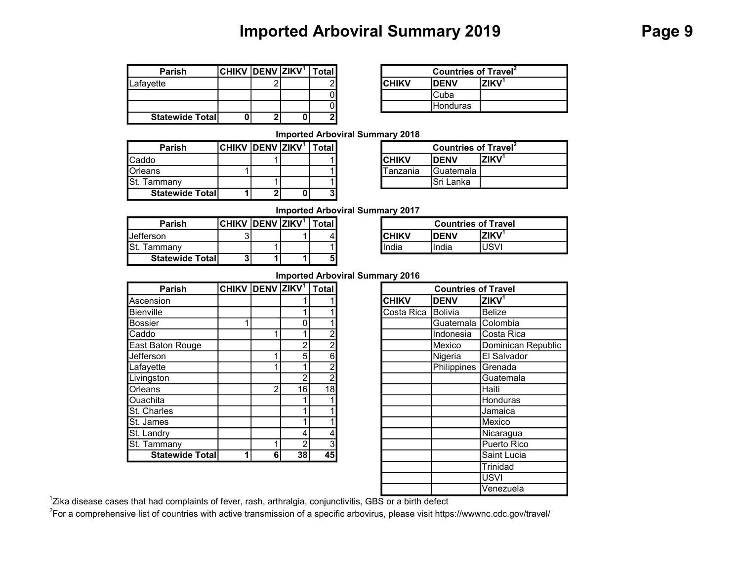# Imported Arboviral Summary 2019

| Parish | CHIKV | DENV | ZIKV[1] | Total |
|---|---|---|---|---|
| Lafayette | | 2 | | 2 |
| | | | | 0 |
| | | | | 0 |
| **Statewide Total** | **0** | **2** | **0** | **2** |

| Countries of Travel[2] | | |
|---|---|---|
| **CHIKV** | **DENV** | **ZIKV[1]** |
| | Cuba | |
| | Honduras | |

## Imported Arboviral Summary 2018

| Parish | CHIKV | DENV | ZIKV[1] | Total |
|---|---|---|---|---|
| Caddo | | 1 | | 1 |
| Orleans | 1 | | | 1 |
| St. Tammany | | 1 | | 1 |
| **Statewide Total** | **1** | **2** | **0** | **3** |

| Countries of Travel[2] | | |
|---|---|---|
| **CHIKV** | **DENV** | **ZIKV[1]** |
| Tanzania | Guatemala | |
| | Sri Lanka | |

## Imported Arboviral Summary 2017

| Parish | CHIKV | DENV | ZIKV[1] | Total |
|---|---|---|---|---|
| Jefferson | 3 | | 1 | 4 |
| St. Tammany | | 1 | | 1 |
| **Statewide Total** | **3** | **1** | **1** | **5** |

| Countries of Travel | | |
|---|---|---|
| **CHIKV** | **DENV** | **ZIKV[1]** |
| India | India | USVI |

## Imported Arboviral Summary 2016

| Parish | CHIKV | DENV | ZIKV[1] | Total |
|---|---|---|---|---|
| Ascension | | | 1 | 1 |
| Bienville | | | 1 | 1 |
| Bossier | 1 | | 0 | 1 |
| Caddo | | 1 | 1 | 2 |
| East Baton Rouge | | | 2 | 2 |
| Jefferson | | 1 | 5 | 6 |
| Lafayette | | 1 | 1 | 2 |
| Livingston | | | 2 | 2 |
| Orleans | | 2 | 16 | 18 |
| Ouachita | | | 1 | 1 |
| St. Charles | | | 1 | 1 |
| St. James | | | 1 | 1 |
| St. Landry | | | 4 | 4 |
| St. Tammany | | 1 | 2 | 3 |
| **Statewide Total** | **1** | **6** | **38** | **45** |

| Countries of Travel | | |
|---|---|---|
| **CHIKV** | **DENV** | **ZIKV[1]** |
| Costa Rica | Bolivia | Belize |
| | Guatemala | Colombia |
| | Indonesia | Costa Rica |
| | Mexico | Dominican Republic |
| | Nigeria | El Salvador |
| | Philippines | Grenada |
| | | Guatemala |
| | | Haiti |
| | | Honduras |
| | | Jamaica |
| | | Mexico |
| | | Nicaragua |
| | | Puerto Rico |
| | | Saint Lucia |
| | | Trinidad |
| | | USVI |
| | | Venezuela |

[1]Zika disease cases that had complaints of fever, rash, arthralgia, conjunctivitis, GBS or a birth defect

[2]For a comprehensive list of countries with active transmission of a specific arbovirus, please visit https://wwwnc.cdc.gov/travel/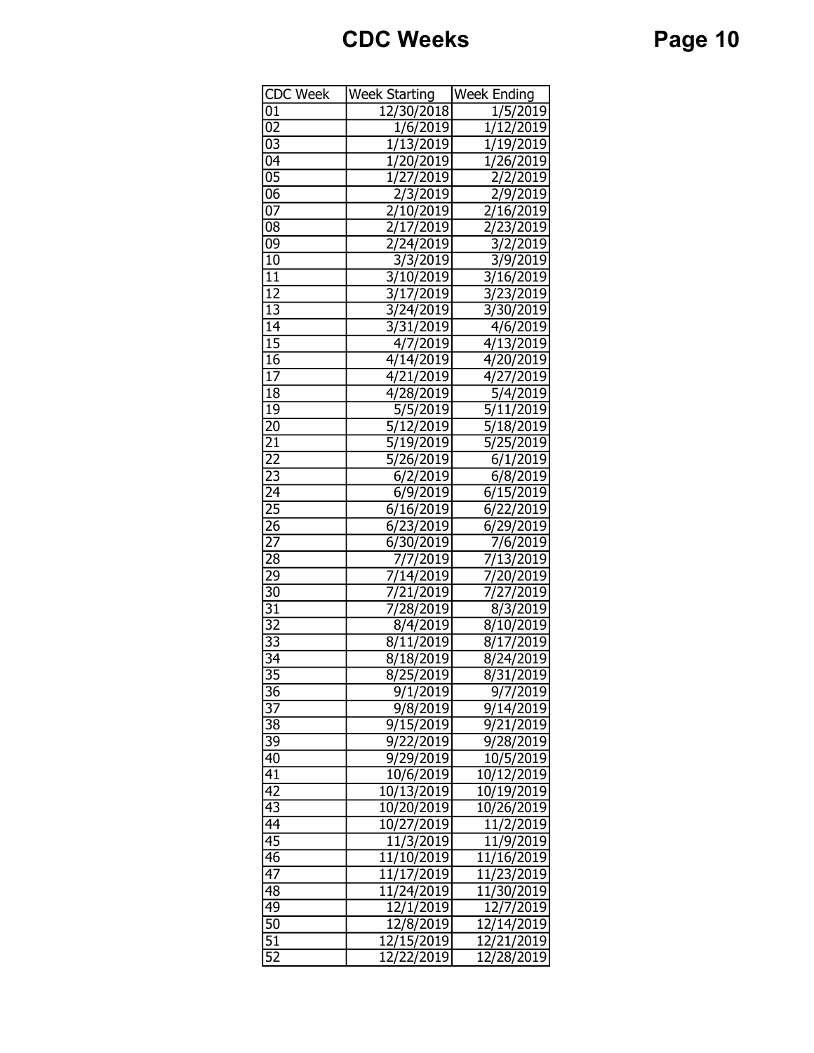# CDC Weeks

| CDC Week | Week Starting | Week Ending |
|---|---|---|
| 01 | 12/30/2018 | 1/5/2019 |
| 02 | 1/6/2019 | 1/12/2019 |
| 03 | 1/13/2019 | 1/19/2019 |
| 04 | 1/20/2019 | 1/26/2019 |
| 05 | 1/27/2019 | 2/2/2019 |
| 06 | 2/3/2019 | 2/9/2019 |
| 07 | 2/10/2019 | 2/16/2019 |
| 08 | 2/17/2019 | 2/23/2019 |
| 09 | 2/24/2019 | 3/2/2019 |
| 10 | 3/3/2019 | 3/9/2019 |
| 11 | 3/10/2019 | 3/16/2019 |
| 12 | 3/17/2019 | 3/23/2019 |
| 13 | 3/24/2019 | 3/30/2019 |
| 14 | 3/31/2019 | 4/6/2019 |
| 15 | 4/7/2019 | 4/13/2019 |
| 16 | 4/14/2019 | 4/20/2019 |
| 17 | 4/21/2019 | 4/27/2019 |
| 18 | 4/28/2019 | 5/4/2019 |
| 19 | 5/5/2019 | 5/11/2019 |
| 20 | 5/12/2019 | 5/18/2019 |
| 21 | 5/19/2019 | 5/25/2019 |
| 22 | 5/26/2019 | 6/1/2019 |
| 23 | 6/2/2019 | 6/8/2019 |
| 24 | 6/9/2019 | 6/15/2019 |
| 25 | 6/16/2019 | 6/22/2019 |
| 26 | 6/23/2019 | 6/29/2019 |
| 27 | 6/30/2019 | 7/6/2019 |
| 28 | 7/7/2019 | 7/13/2019 |
| 29 | 7/14/2019 | 7/20/2019 |
| 30 | 7/21/2019 | 7/27/2019 |
| 31 | 7/28/2019 | 8/3/2019 |
| 32 | 8/4/2019 | 8/10/2019 |
| 33 | 8/11/2019 | 8/17/2019 |
| 34 | 8/18/2019 | 8/24/2019 |
| 35 | 8/25/2019 | 8/31/2019 |
| 36 | 9/1/2019 | 9/7/2019 |
| 37 | 9/8/2019 | 9/14/2019 |
| 38 | 9/15/2019 | 9/21/2019 |
| 39 | 9/22/2019 | 9/28/2019 |
| 40 | 9/29/2019 | 10/5/2019 |
| 41 | 10/6/2019 | 10/12/2019 |
| 42 | 10/13/2019 | 10/19/2019 |
| 43 | 10/20/2019 | 10/26/2019 |
| 44 | 10/27/2019 | 11/2/2019 |
| 45 | 11/3/2019 | 11/9/2019 |
| 46 | 11/10/2019 | 11/16/2019 |
| 47 | 11/17/2019 | 11/23/2019 |
| 48 | 11/24/2019 | 11/30/2019 |
| 49 | 12/1/2019 | 12/7/2019 |
| 50 | 12/8/2019 | 12/14/2019 |
| 51 | 12/15/2019 | 12/21/2019 |
| 52 | 12/22/2019 | 12/28/2019 |